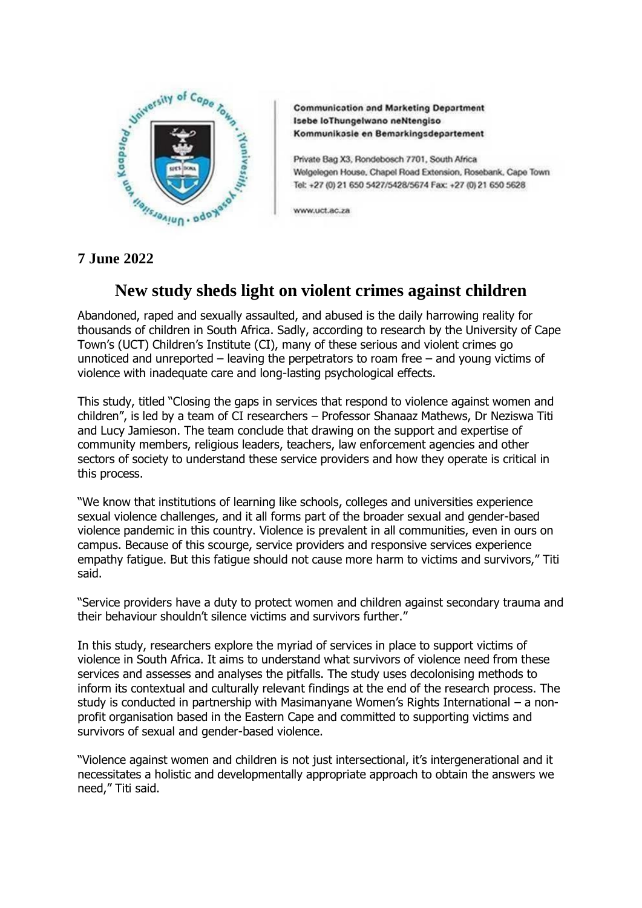**Communication and Marketing Department**
**Isebe loThungelwano neNtengiso**
**Kommunikasie en Bemarkingsdepartement**

Private Bag X3, Rondebosch 7701, South Africa
Welgelegen House, Chapel Road Extension, Rosebank, Cape Town
Tel: +27 (0) 21 650 5427/5428/5674 Fax: +27 (0) 21 650 5628

www.uct.ac.za

**7 June 2022**

# New study sheds light on violent crimes against children

Abandoned, raped and sexually assaulted, and abused is the daily harrowing reality for thousands of children in South Africa. Sadly, according to research by the University of Cape Town's (UCT) Children's Institute (CI), many of these serious and violent crimes go unnoticed and unreported – leaving the perpetrators to roam free – and young victims of violence with inadequate care and long-lasting psychological effects.

This study, titled "Closing the gaps in services that respond to violence against women and children", is led by a team of CI researchers – Professor Shanaaz Mathews, Dr Neziswa Titi and Lucy Jamieson. The team conclude that drawing on the support and expertise of community members, religious leaders, teachers, law enforcement agencies and other sectors of society to understand these service providers and how they operate is critical in this process.

"We know that institutions of learning like schools, colleges and universities experience sexual violence challenges, and it all forms part of the broader sexual and gender-based violence pandemic in this country. Violence is prevalent in all communities, even in ours on campus. Because of this scourge, service providers and responsive services experience empathy fatigue. But this fatigue should not cause more harm to victims and survivors," Titi said.

"Service providers have a duty to protect women and children against secondary trauma and their behaviour shouldn't silence victims and survivors further."

In this study, researchers explore the myriad of services in place to support victims of violence in South Africa. It aims to understand what survivors of violence need from these services and assesses and analyses the pitfalls. The study uses decolonising methods to inform its contextual and culturally relevant findings at the end of the research process. The study is conducted in partnership with Masimanyane Women's Rights International – a non-profit organisation based in the Eastern Cape and committed to supporting victims and survivors of sexual and gender-based violence.

"Violence against women and children is not just intersectional, it's intergenerational and it necessitates a holistic and developmentally appropriate approach to obtain the answers we need," Titi said.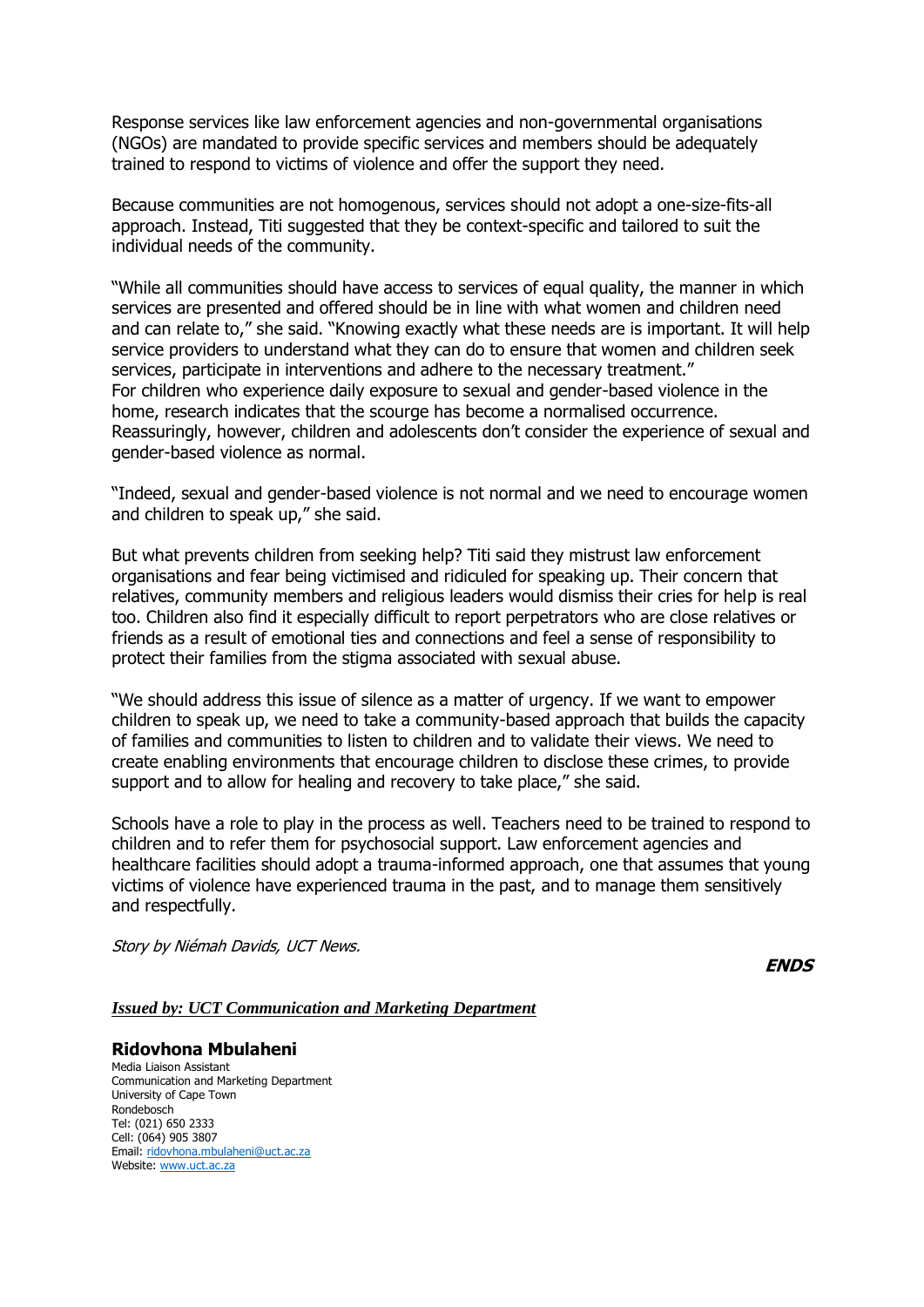Response services like law enforcement agencies and non-governmental organisations (NGOs) are mandated to provide specific services and members should be adequately trained to respond to victims of violence and offer the support they need.

Because communities are not homogenous, services should not adopt a one-size-fits-all approach. Instead, Titi suggested that they be context-specific and tailored to suit the individual needs of the community.

"While all communities should have access to services of equal quality, the manner in which services are presented and offered should be in line with what women and children need and can relate to," she said. "Knowing exactly what these needs are is important. It will help service providers to understand what they can do to ensure that women and children seek services, participate in interventions and adhere to the necessary treatment."
For children who experience daily exposure to sexual and gender-based violence in the home, research indicates that the scourge has become a normalised occurrence. Reassuringly, however, children and adolescents don't consider the experience of sexual and gender-based violence as normal.

"Indeed, sexual and gender-based violence is not normal and we need to encourage women and children to speak up," she said.

But what prevents children from seeking help? Titi said they mistrust law enforcement organisations and fear being victimised and ridiculed for speaking up. Their concern that relatives, community members and religious leaders would dismiss their cries for help is real too. Children also find it especially difficult to report perpetrators who are close relatives or friends as a result of emotional ties and connections and feel a sense of responsibility to protect their families from the stigma associated with sexual abuse.

"We should address this issue of silence as a matter of urgency. If we want to empower children to speak up, we need to take a community-based approach that builds the capacity of families and communities to listen to children and to validate their views. We need to create enabling environments that encourage children to disclose these crimes, to provide support and to allow for healing and recovery to take place," she said.

Schools have a role to play in the process as well. Teachers need to be trained to respond to children and to refer them for psychosocial support. Law enforcement agencies and healthcare facilities should adopt a trauma-informed approach, one that assumes that young victims of violence have experienced trauma in the past, and to manage them sensitively and respectfully.

*Story by Niémah Davids, UCT News.*

***ENDS***

***Issued by: UCT Communication and Marketing Department***

**Ridovhona Mbulaheni**
Media Liaison Assistant
Communication and Marketing Department
University of Cape Town
Rondebosch
Tel: (021) 650 2333
Cell: (064) 905 3807
Email: ridovhona.mbulaheni@uct.ac.za
Website: www.uct.ac.za